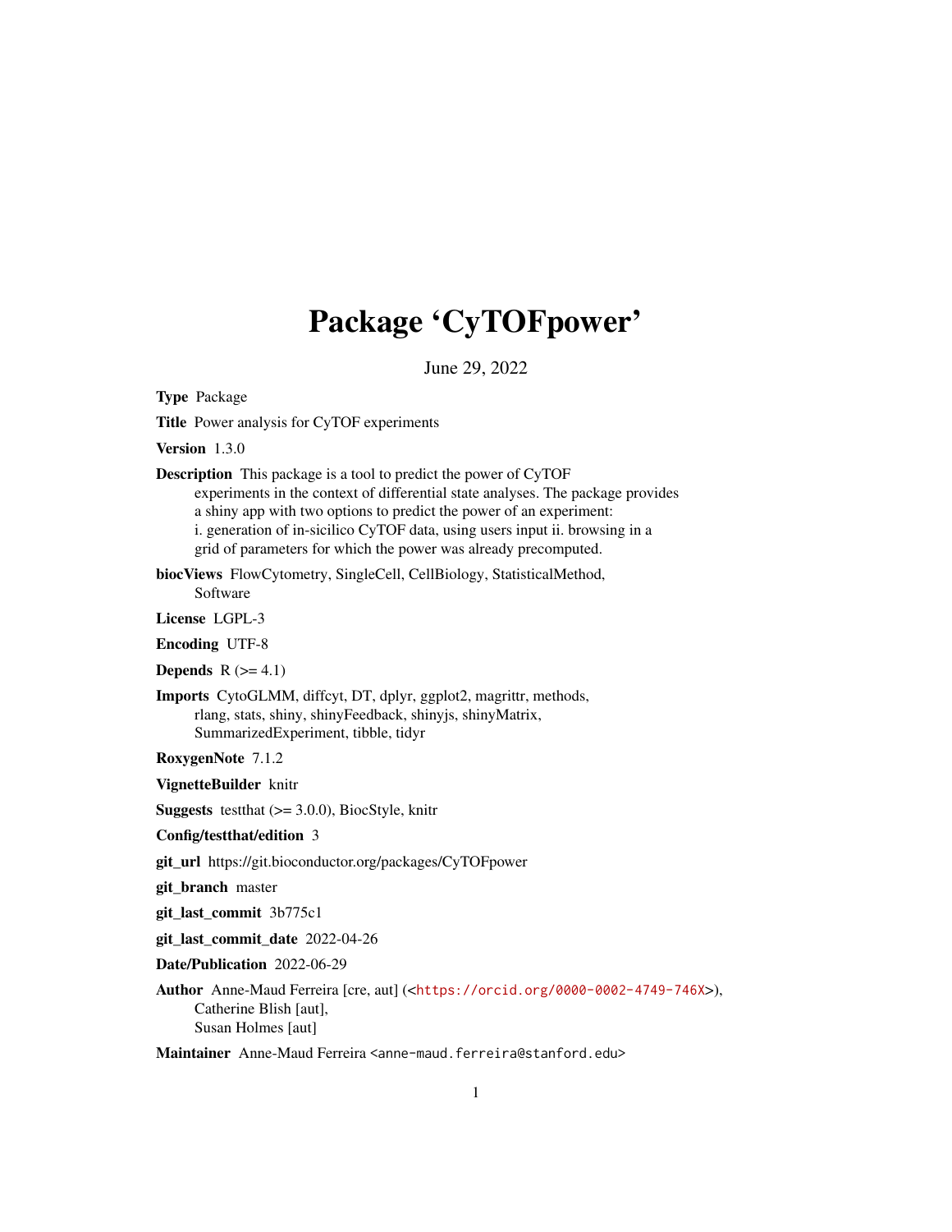# Package 'CyTOFpower'

June 29, 2022

**Type** Package

**Title** Power analysis for CyTOF experiments

**Version** 1.3.0

**Description** This package is a tool to predict the power of CyTOF experiments in the context of differential state analyses. The package provides a shiny app with two options to predict the power of an experiment: i. generation of in-sicilico CyTOF data, using users input ii. browsing in a grid of parameters for which the power was already precomputed.

**biocViews** FlowCytometry, SingleCell, CellBiology, StatisticalMethod, Software

**License** LGPL-3

**Encoding** UTF-8

**Depends** R (>= 4.1)

**Imports** CytoGLMM, diffcyt, DT, dplyr, ggplot2, magrittr, methods, rlang, stats, shiny, shinyFeedback, shinyjs, shinyMatrix, SummarizedExperiment, tibble, tidyr

**RoxygenNote** 7.1.2

**VignetteBuilder** knitr

**Suggests** testthat (>= 3.0.0), BiocStyle, knitr

**Config/testthat/edition** 3

**git_url** https://git.bioconductor.org/packages/CyTOFpower

**git_branch** master

**git_last_commit** 3b775c1

**git_last_commit_date** 2022-04-26

**Date/Publication** 2022-06-29

**Author** Anne-Maud Ferreira [cre, aut] (<https://orcid.org/0000-0002-4749-746X>), Catherine Blish [aut], Susan Holmes [aut]

**Maintainer** Anne-Maud Ferreira <anne-maud.ferreira@stanford.edu>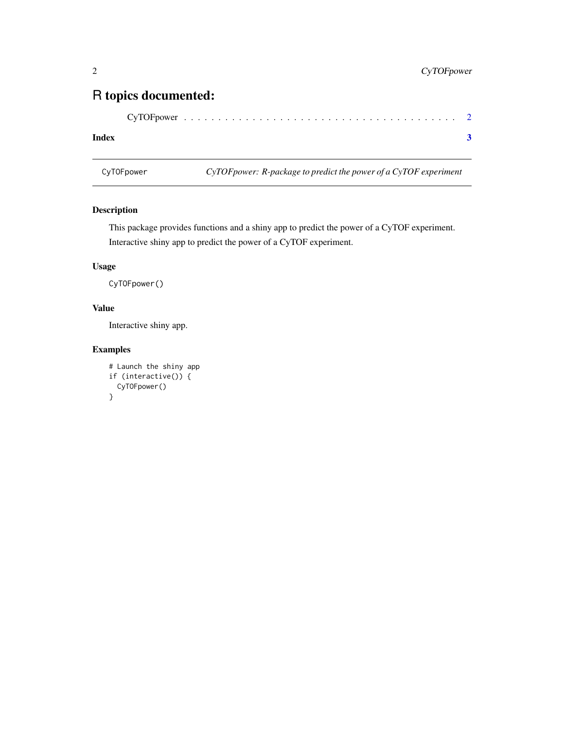# R topics documented:

CyTOFpower . . . . . . . . . . . . . . . . . . . . . . . . . . . . . . . . . . . . 2

**Index** **3**

---

`CyTOFpower` *CyTOFpower: R-package to predict the power of a CyTOF experiment*

---

### Description

This package provides functions and a shiny app to predict the power of a CyTOF experiment.

Interactive shiny app to predict the power of a CyTOF experiment.

### Usage

```
CyTOFpower()
```

### Value

Interactive shiny app.

### Examples

```
# Launch the shiny app
if (interactive()) {
  CyTOFpower()
}
```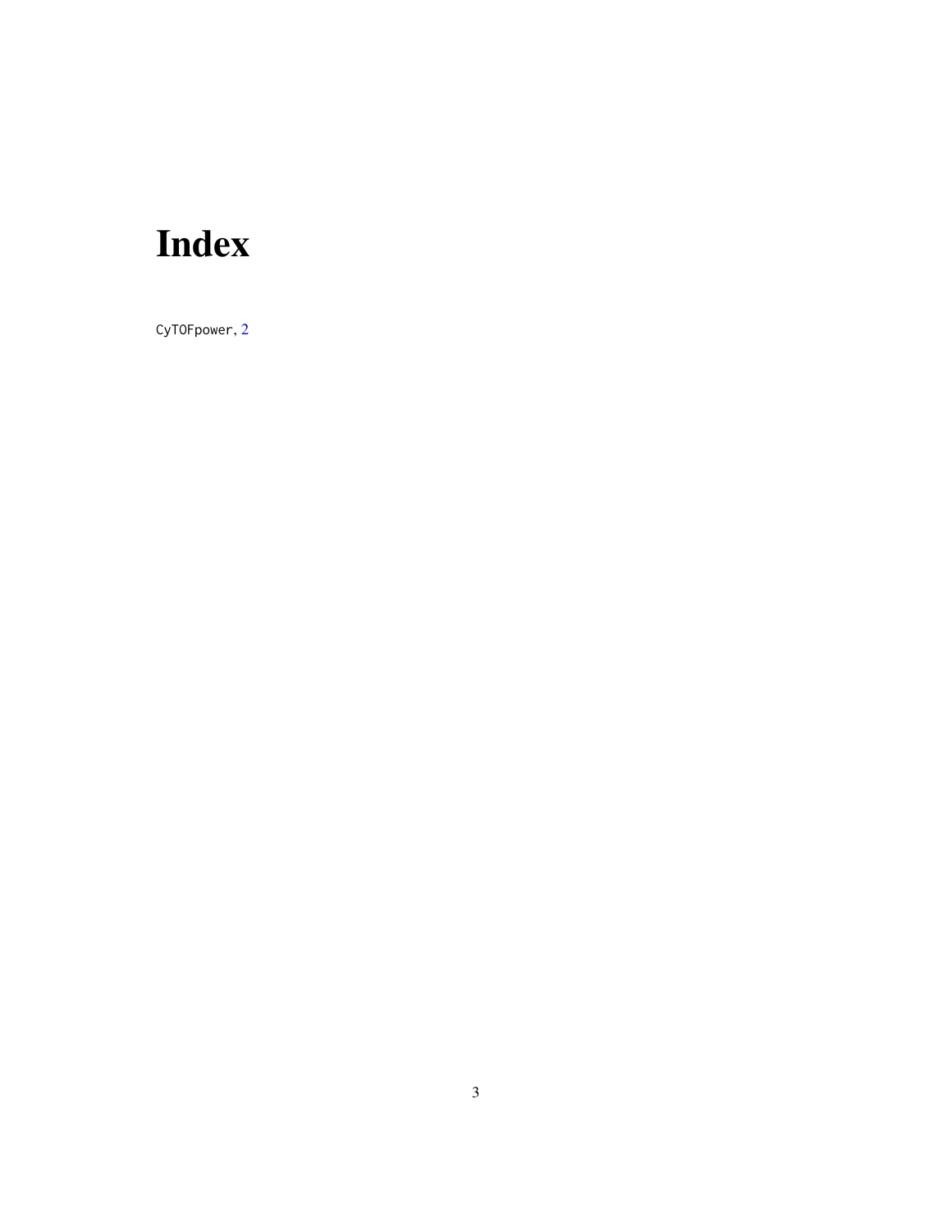# Index

CyTOFpower, 2